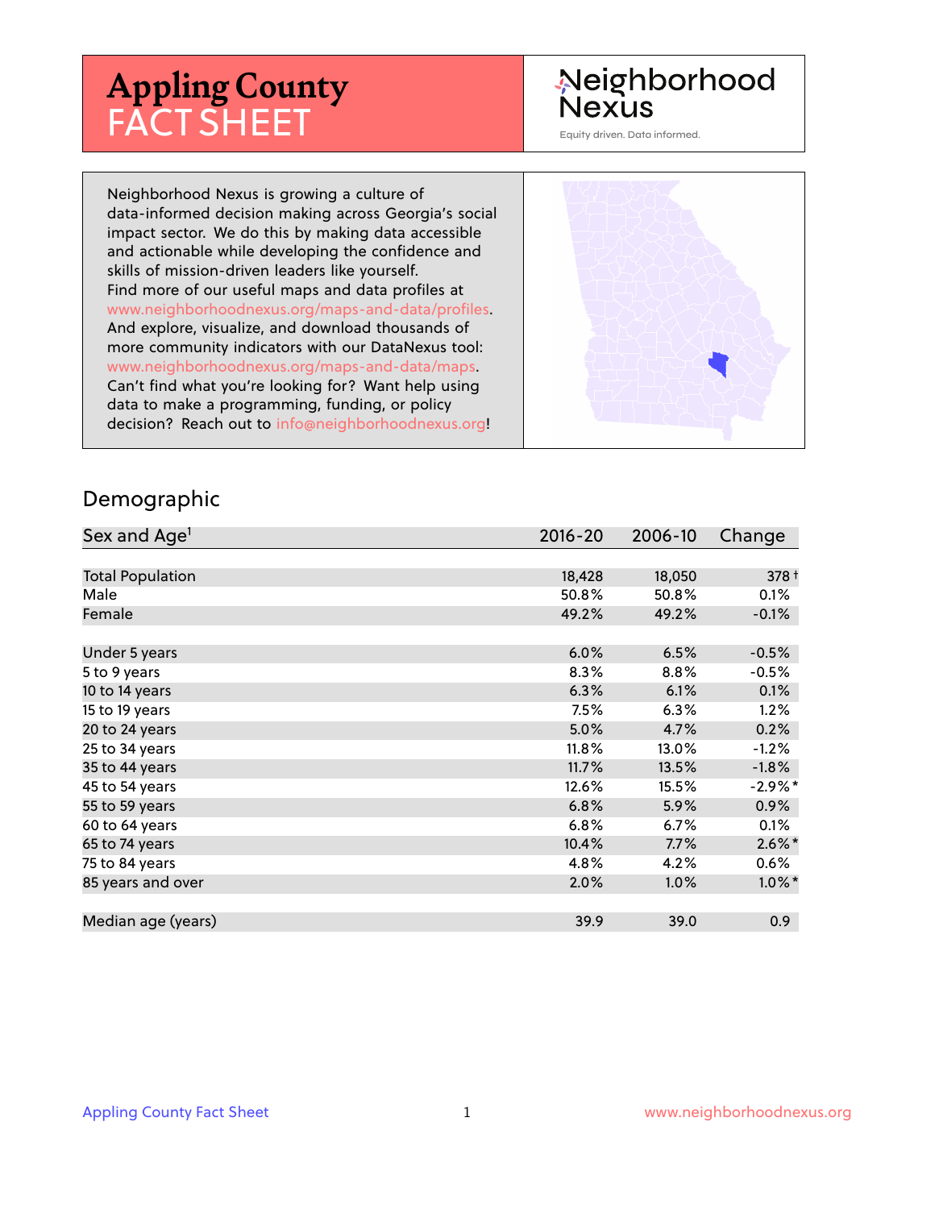# Appling County FACT SHEET

Neighborhood Nexus

Equity driven. Data informed.

Neighborhood Nexus is growing a culture of data-informed decision making across Georgia's social impact sector. We do this by making data accessible and actionable while developing the confidence and skills of mission-driven leaders like yourself. Find more of our useful maps and data profiles at www.neighborhoodnexus.org/maps-and-data/profiles. And explore, visualize, and download thousands of more community indicators with our DataNexus tool: www.neighborhoodnexus.org/maps-and-data/maps. Can't find what you're looking for? Want help using data to make a programming, funding, or policy decision? Reach out to info@neighborhoodnexus.org!

## Demographic

| Sex and Age[1] | 2016-20 | 2006-10 | Change |
|---|---|---|---|
| Total Population | 18,428 | 18,050 | 378 † |
| Male | 50.8% | 50.8% | 0.1% |
| Female | 49.2% | 49.2% | -0.1% |
| Under 5 years | 6.0% | 6.5% | -0.5% |
| 5 to 9 years | 8.3% | 8.8% | -0.5% |
| 10 to 14 years | 6.3% | 6.1% | 0.1% |
| 15 to 19 years | 7.5% | 6.3% | 1.2% |
| 20 to 24 years | 5.0% | 4.7% | 0.2% |
| 25 to 34 years | 11.8% | 13.0% | -1.2% |
| 35 to 44 years | 11.7% | 13.5% | -1.8% |
| 45 to 54 years | 12.6% | 15.5% | -2.9%* |
| 55 to 59 years | 6.8% | 5.9% | 0.9% |
| 60 to 64 years | 6.8% | 6.7% | 0.1% |
| 65 to 74 years | 10.4% | 7.7% | 2.6%* |
| 75 to 84 years | 4.8% | 4.2% | 0.6% |
| 85 years and over | 2.0% | 1.0% | 1.0%* |
| Median age (years) | 39.9 | 39.0 | 0.9 |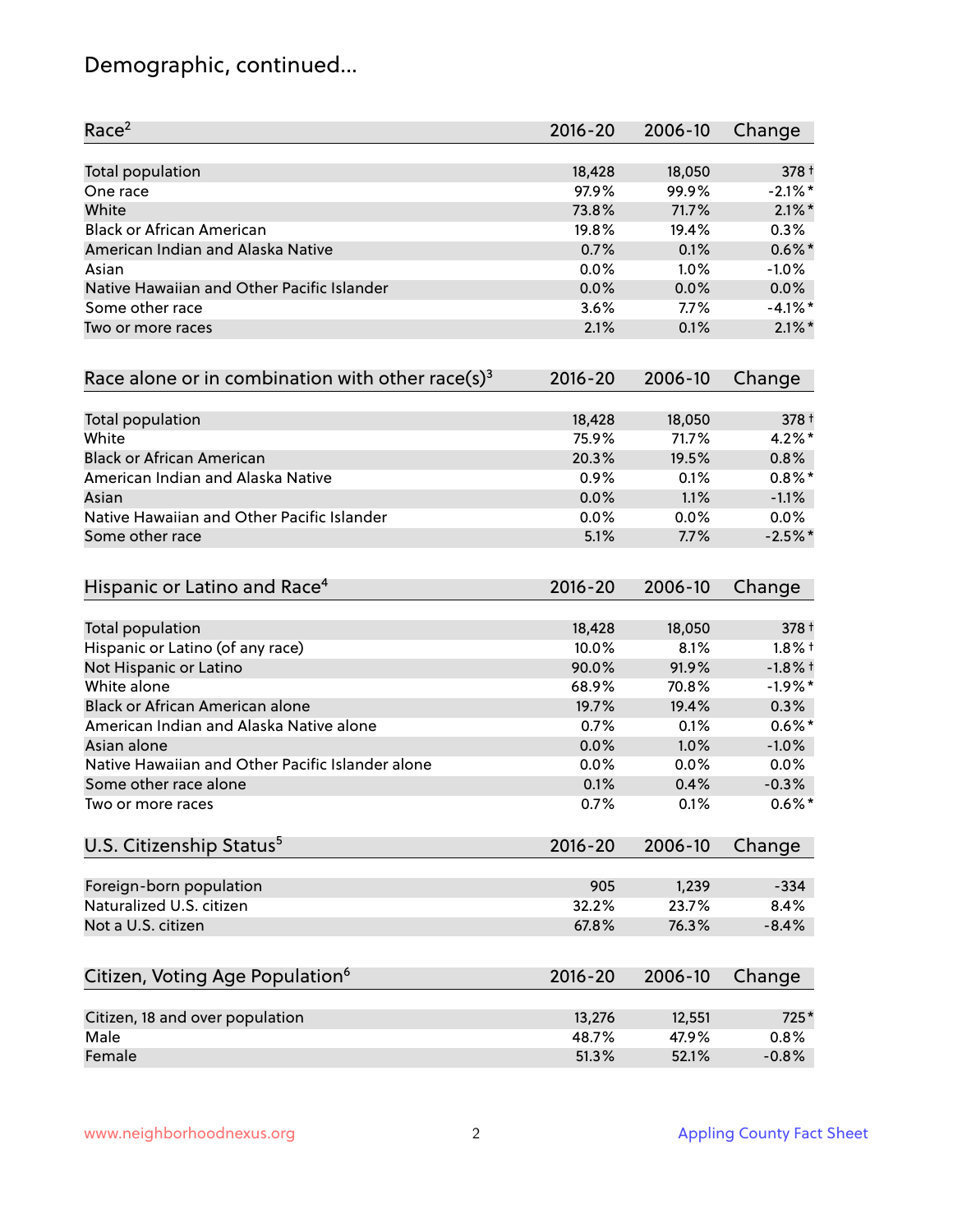# Demographic, continued...

| Race[2] | 2016-20 | 2006-10 | Change |
|---|---|---|---|
| Total population | 18,428 | 18,050 | 378† |
| One race | 97.9% | 99.9% | -2.1%* |
| White | 73.8% | 71.7% | 2.1%* |
| Black or African American | 19.8% | 19.4% | 0.3% |
| American Indian and Alaska Native | 0.7% | 0.1% | 0.6%* |
| Asian | 0.0% | 1.0% | -1.0% |
| Native Hawaiian and Other Pacific Islander | 0.0% | 0.0% | 0.0% |
| Some other race | 3.6% | 7.7% | -4.1%* |
| Two or more races | 2.1% | 0.1% | 2.1%* |

| Race alone or in combination with other race(s)[3] | 2016-20 | 2006-10 | Change |
|---|---|---|---|
| Total population | 18,428 | 18,050 | 378† |
| White | 75.9% | 71.7% | 4.2%* |
| Black or African American | 20.3% | 19.5% | 0.8% |
| American Indian and Alaska Native | 0.9% | 0.1% | 0.8%* |
| Asian | 0.0% | 1.1% | -1.1% |
| Native Hawaiian and Other Pacific Islander | 0.0% | 0.0% | 0.0% |
| Some other race | 5.1% | 7.7% | -2.5%* |

| Hispanic or Latino and Race[4] | 2016-20 | 2006-10 | Change |
|---|---|---|---|
| Total population | 18,428 | 18,050 | 378† |
| Hispanic or Latino (of any race) | 10.0% | 8.1% | 1.8%† |
| Not Hispanic or Latino | 90.0% | 91.9% | -1.8%† |
| White alone | 68.9% | 70.8% | -1.9%* |
| Black or African American alone | 19.7% | 19.4% | 0.3% |
| American Indian and Alaska Native alone | 0.7% | 0.1% | 0.6%* |
| Asian alone | 0.0% | 1.0% | -1.0% |
| Native Hawaiian and Other Pacific Islander alone | 0.0% | 0.0% | 0.0% |
| Some other race alone | 0.1% | 0.4% | -0.3% |
| Two or more races | 0.7% | 0.1% | 0.6%* |

| U.S. Citizenship Status[5] | 2016-20 | 2006-10 | Change |
|---|---|---|---|
| Foreign-born population | 905 | 1,239 | -334 |
| Naturalized U.S. citizen | 32.2% | 23.7% | 8.4% |
| Not a U.S. citizen | 67.8% | 76.3% | -8.4% |

| Citizen, Voting Age Population[6] | 2016-20 | 2006-10 | Change |
|---|---|---|---|
| Citizen, 18 and over population | 13,276 | 12,551 | 725* |
| Male | 48.7% | 47.9% | 0.8% |
| Female | 51.3% | 52.1% | -0.8% |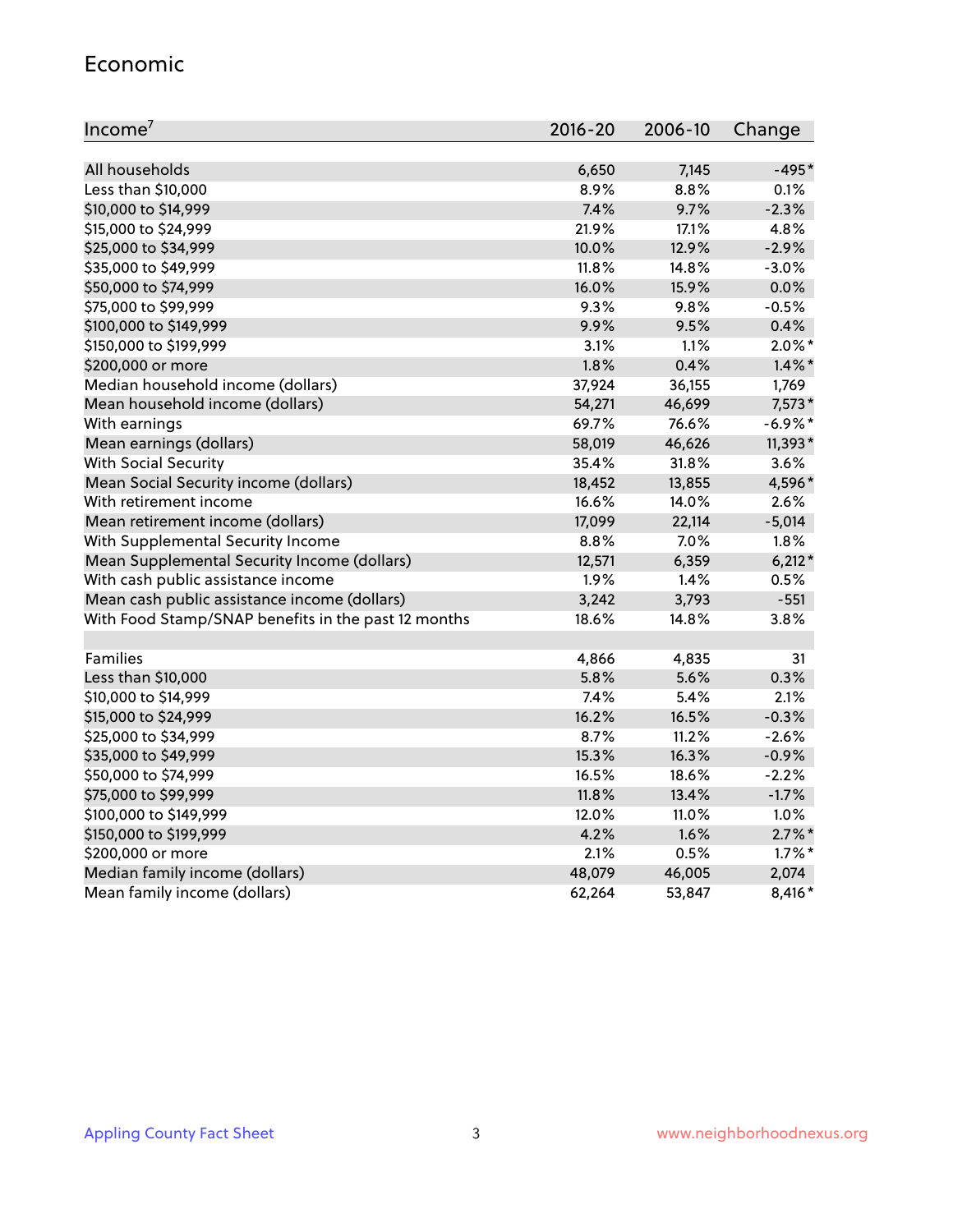## Economic

| Income[7] | 2016-20 | 2006-10 | Change |
|---|---|---|---|
| All households | 6,650 | 7,145 | -495* |
| Less than $10,000 | 8.9% | 8.8% | 0.1% |
| $10,000 to $14,999 | 7.4% | 9.7% | -2.3% |
| $15,000 to $24,999 | 21.9% | 17.1% | 4.8% |
| $25,000 to $34,999 | 10.0% | 12.9% | -2.9% |
| $35,000 to $49,999 | 11.8% | 14.8% | -3.0% |
| $50,000 to $74,999 | 16.0% | 15.9% | 0.0% |
| $75,000 to $99,999 | 9.3% | 9.8% | -0.5% |
| $100,000 to $149,999 | 9.9% | 9.5% | 0.4% |
| $150,000 to $199,999 | 3.1% | 1.1% | 2.0%* |
| $200,000 or more | 1.8% | 0.4% | 1.4%* |
| Median household income (dollars) | 37,924 | 36,155 | 1,769 |
| Mean household income (dollars) | 54,271 | 46,699 | 7,573* |
| With earnings | 69.7% | 76.6% | -6.9%* |
| Mean earnings (dollars) | 58,019 | 46,626 | 11,393* |
| With Social Security | 35.4% | 31.8% | 3.6% |
| Mean Social Security income (dollars) | 18,452 | 13,855 | 4,596* |
| With retirement income | 16.6% | 14.0% | 2.6% |
| Mean retirement income (dollars) | 17,099 | 22,114 | -5,014 |
| With Supplemental Security Income | 8.8% | 7.0% | 1.8% |
| Mean Supplemental Security Income (dollars) | 12,571 | 6,359 | 6,212* |
| With cash public assistance income | 1.9% | 1.4% | 0.5% |
| Mean cash public assistance income (dollars) | 3,242 | 3,793 | -551 |
| With Food Stamp/SNAP benefits in the past 12 months | 18.6% | 14.8% | 3.8% |
| | | | |
| Families | 4,866 | 4,835 | 31 |
| Less than $10,000 | 5.8% | 5.6% | 0.3% |
| $10,000 to $14,999 | 7.4% | 5.4% | 2.1% |
| $15,000 to $24,999 | 16.2% | 16.5% | -0.3% |
| $25,000 to $34,999 | 8.7% | 11.2% | -2.6% |
| $35,000 to $49,999 | 15.3% | 16.3% | -0.9% |
| $50,000 to $74,999 | 16.5% | 18.6% | -2.2% |
| $75,000 to $99,999 | 11.8% | 13.4% | -1.7% |
| $100,000 to $149,999 | 12.0% | 11.0% | 1.0% |
| $150,000 to $199,999 | 4.2% | 1.6% | 2.7%* |
| $200,000 or more | 2.1% | 0.5% | 1.7%* |
| Median family income (dollars) | 48,079 | 46,005 | 2,074 |
| Mean family income (dollars) | 62,264 | 53,847 | 8,416* |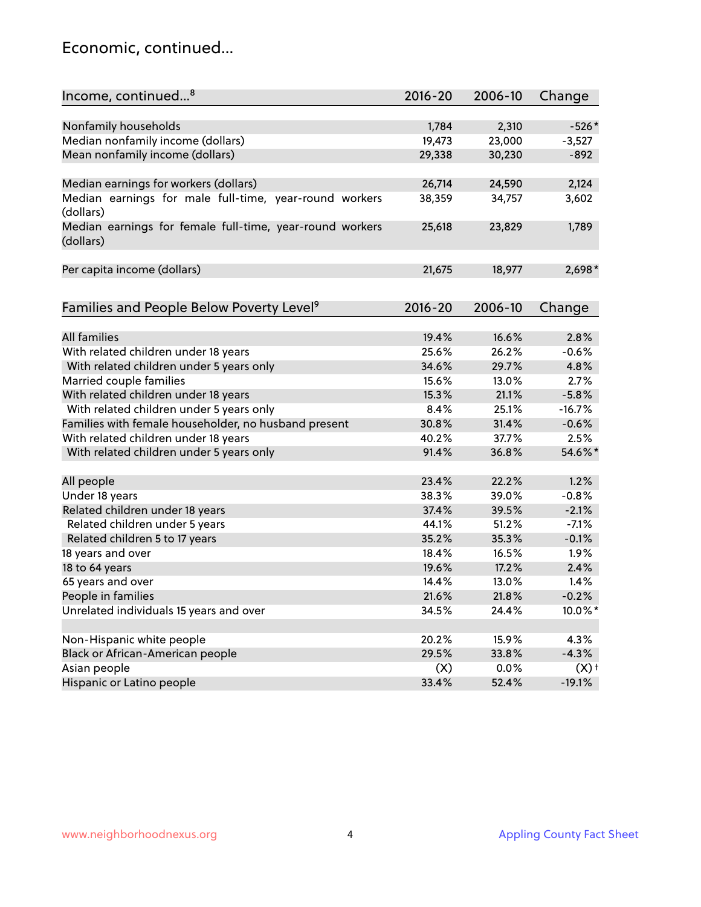## Economic, continued...

| Income, continued...[8] | 2016-20 | 2006-10 | Change |
|---|---|---|---|
| Nonfamily households | 1,784 | 2,310 | -526* |
| Median nonfamily income (dollars) | 19,473 | 23,000 | -3,527 |
| Mean nonfamily income (dollars) | 29,338 | 30,230 | -892 |
| Median earnings for workers (dollars) | 26,714 | 24,590 | 2,124 |
| Median earnings for male full-time, year-round workers (dollars) | 38,359 | 34,757 | 3,602 |
| Median earnings for female full-time, year-round workers (dollars) | 25,618 | 23,829 | 1,789 |
| Per capita income (dollars) | 21,675 | 18,977 | 2,698* |

| Families and People Below Poverty Level[9] | 2016-20 | 2006-10 | Change |
|---|---|---|---|
| All families | 19.4% | 16.6% | 2.8% |
| With related children under 18 years | 25.6% | 26.2% | -0.6% |
| With related children under 5 years only | 34.6% | 29.7% | 4.8% |
| Married couple families | 15.6% | 13.0% | 2.7% |
| With related children under 18 years | 15.3% | 21.1% | -5.8% |
| With related children under 5 years only | 8.4% | 25.1% | -16.7% |
| Families with female householder, no husband present | 30.8% | 31.4% | -0.6% |
| With related children under 18 years | 40.2% | 37.7% | 2.5% |
| With related children under 5 years only | 91.4% | 36.8% | 54.6%* |
| All people | 23.4% | 22.2% | 1.2% |
| Under 18 years | 38.3% | 39.0% | -0.8% |
| Related children under 18 years | 37.4% | 39.5% | -2.1% |
| Related children under 5 years | 44.1% | 51.2% | -7.1% |
| Related children 5 to 17 years | 35.2% | 35.3% | -0.1% |
| 18 years and over | 18.4% | 16.5% | 1.9% |
| 18 to 64 years | 19.6% | 17.2% | 2.4% |
| 65 years and over | 14.4% | 13.0% | 1.4% |
| People in families | 21.6% | 21.8% | -0.2% |
| Unrelated individuals 15 years and over | 34.5% | 24.4% | 10.0%* |
| Non-Hispanic white people | 20.2% | 15.9% | 4.3% |
| Black or African-American people | 29.5% | 33.8% | -4.3% |
| Asian people | (X) | 0.0% | (X)† |
| Hispanic or Latino people | 33.4% | 52.4% | -19.1% |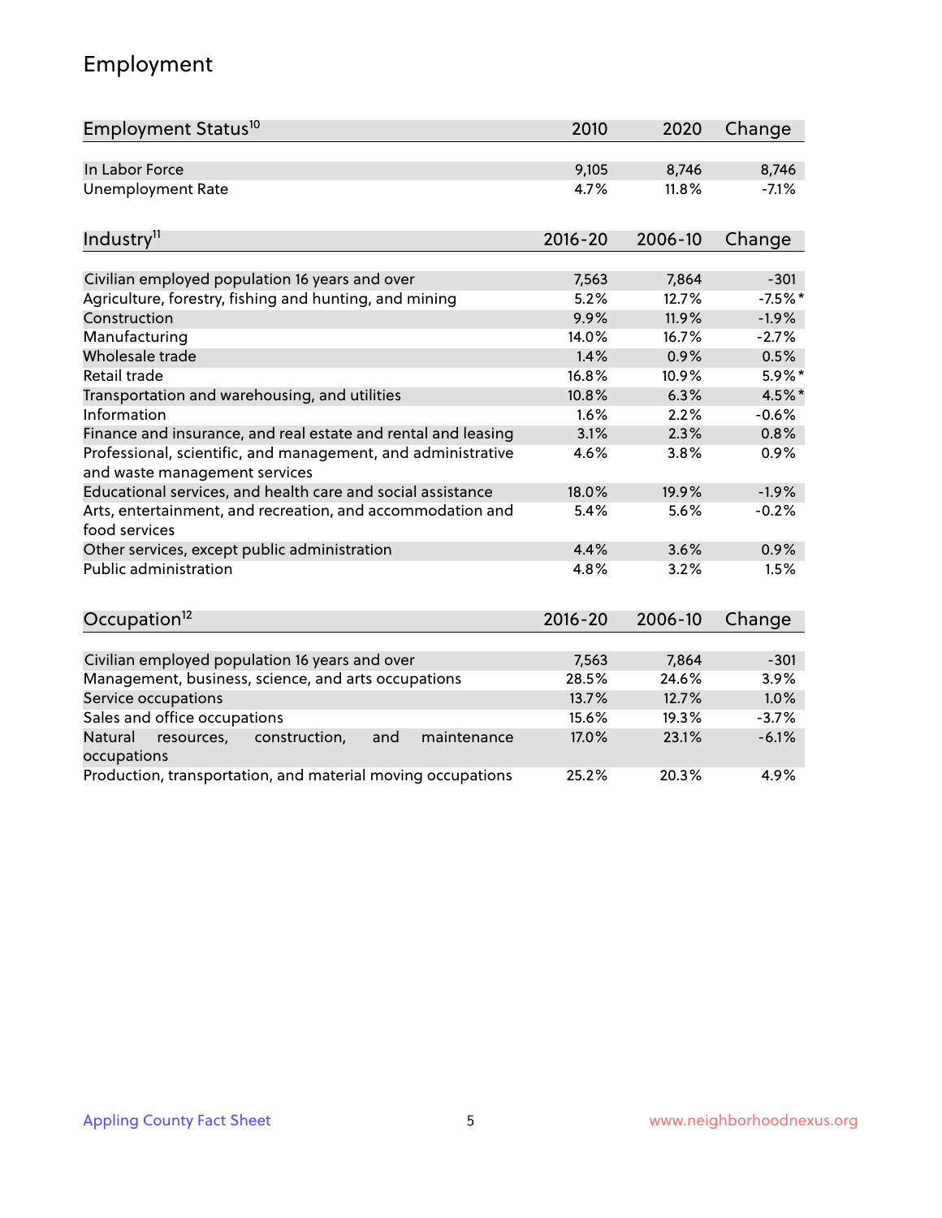# Employment

| Employment Status[10] | 2010 | 2020 | Change |
|---|---|---|---|
| In Labor Force | 9,105 | 8,746 | 8,746 |
| Unemployment Rate | 4.7% | 11.8% | -7.1% |

| Industry[11] | 2016-20 | 2006-10 | Change |
|---|---|---|---|
| Civilian employed population 16 years and over | 7,563 | 7,864 | -301 |
| Agriculture, forestry, fishing and hunting, and mining | 5.2% | 12.7% | -7.5%* |
| Construction | 9.9% | 11.9% | -1.9% |
| Manufacturing | 14.0% | 16.7% | -2.7% |
| Wholesale trade | 1.4% | 0.9% | 0.5% |
| Retail trade | 16.8% | 10.9% | 5.9%* |
| Transportation and warehousing, and utilities | 10.8% | 6.3% | 4.5%* |
| Information | 1.6% | 2.2% | -0.6% |
| Finance and insurance, and real estate and rental and leasing | 3.1% | 2.3% | 0.8% |
| Professional, scientific, and management, and administrative and waste management services | 4.6% | 3.8% | 0.9% |
| Educational services, and health care and social assistance | 18.0% | 19.9% | -1.9% |
| Arts, entertainment, and recreation, and accommodation and food services | 5.4% | 5.6% | -0.2% |
| Other services, except public administration | 4.4% | 3.6% | 0.9% |
| Public administration | 4.8% | 3.2% | 1.5% |

| Occupation[12] | 2016-20 | 2006-10 | Change |
|---|---|---|---|
| Civilian employed population 16 years and over | 7,563 | 7,864 | -301 |
| Management, business, science, and arts occupations | 28.5% | 24.6% | 3.9% |
| Service occupations | 13.7% | 12.7% | 1.0% |
| Sales and office occupations | 15.6% | 19.3% | -3.7% |
| Natural resources, construction, and maintenance occupations | 17.0% | 23.1% | -6.1% |
| Production, transportation, and material moving occupations | 25.2% | 20.3% | 4.9% |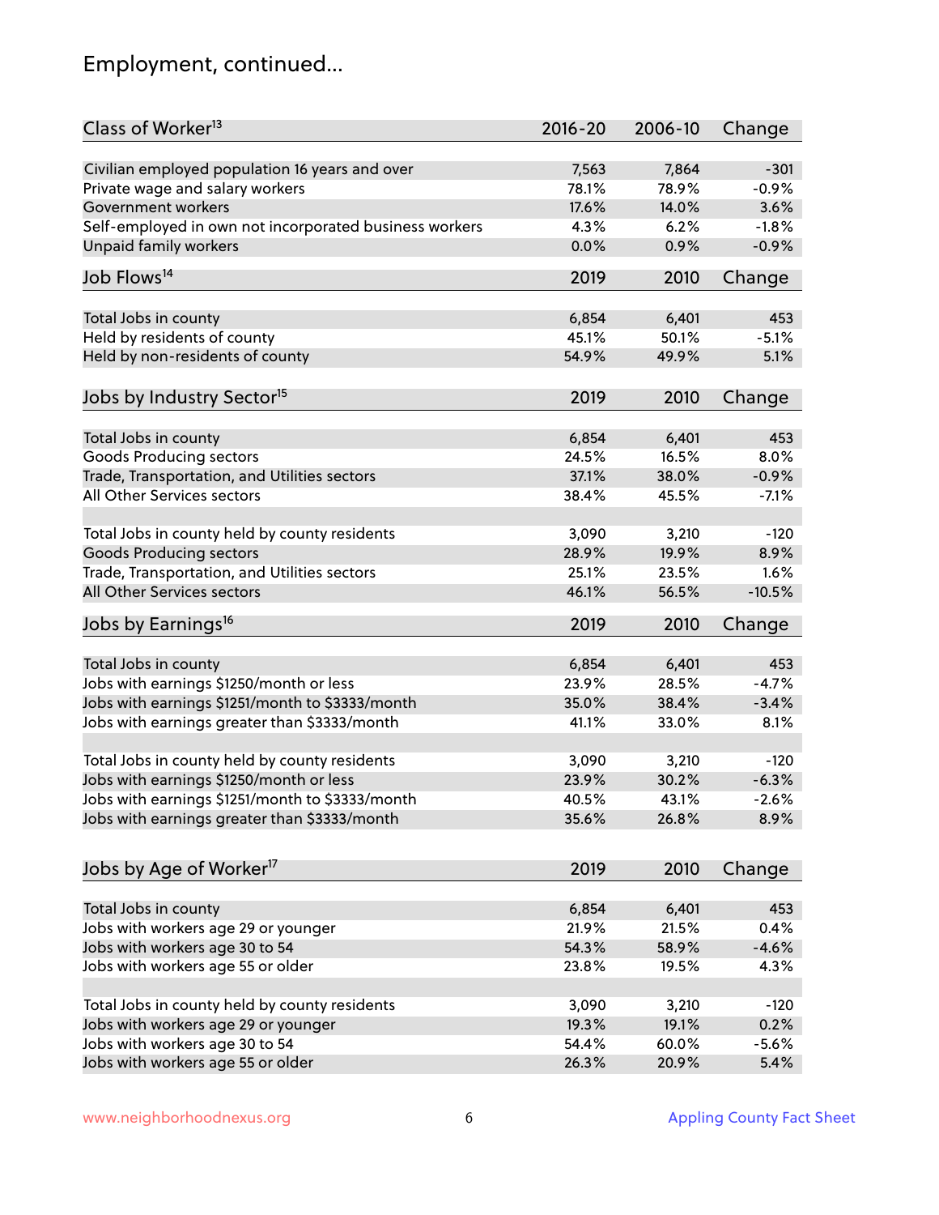## Employment, continued...

| Class of Worker[13] | 2016-20 | 2006-10 | Change |
|---|---|---|---|
| Civilian employed population 16 years and over | 7,563 | 7,864 | -301 |
| Private wage and salary workers | 78.1% | 78.9% | -0.9% |
| Government workers | 17.6% | 14.0% | 3.6% |
| Self-employed in own not incorporated business workers | 4.3% | 6.2% | -1.8% |
| Unpaid family workers | 0.0% | 0.9% | -0.9% |

| Job Flows[14] | 2019 | 2010 | Change |
|---|---|---|---|
| Total Jobs in county | 6,854 | 6,401 | 453 |
| Held by residents of county | 45.1% | 50.1% | -5.1% |
| Held by non-residents of county | 54.9% | 49.9% | 5.1% |

| Jobs by Industry Sector[15] | 2019 | 2010 | Change |
|---|---|---|---|
| Total Jobs in county | 6,854 | 6,401 | 453 |
| Goods Producing sectors | 24.5% | 16.5% | 8.0% |
| Trade, Transportation, and Utilities sectors | 37.1% | 38.0% | -0.9% |
| All Other Services sectors | 38.4% | 45.5% | -7.1% |
| | | | |
| Total Jobs in county held by county residents | 3,090 | 3,210 | -120 |
| Goods Producing sectors | 28.9% | 19.9% | 8.9% |
| Trade, Transportation, and Utilities sectors | 25.1% | 23.5% | 1.6% |
| All Other Services sectors | 46.1% | 56.5% | -10.5% |

| Jobs by Earnings[16] | 2019 | 2010 | Change |
|---|---|---|---|
| Total Jobs in county | 6,854 | 6,401 | 453 |
| Jobs with earnings $1250/month or less | 23.9% | 28.5% | -4.7% |
| Jobs with earnings $1251/month to $3333/month | 35.0% | 38.4% | -3.4% |
| Jobs with earnings greater than $3333/month | 41.1% | 33.0% | 8.1% |
| | | | |
| Total Jobs in county held by county residents | 3,090 | 3,210 | -120 |
| Jobs with earnings $1250/month or less | 23.9% | 30.2% | -6.3% |
| Jobs with earnings $1251/month to $3333/month | 40.5% | 43.1% | -2.6% |
| Jobs with earnings greater than $3333/month | 35.6% | 26.8% | 8.9% |

| Jobs by Age of Worker[17] | 2019 | 2010 | Change |
|---|---|---|---|
| Total Jobs in county | 6,854 | 6,401 | 453 |
| Jobs with workers age 29 or younger | 21.9% | 21.5% | 0.4% |
| Jobs with workers age 30 to 54 | 54.3% | 58.9% | -4.6% |
| Jobs with workers age 55 or older | 23.8% | 19.5% | 4.3% |
| | | | |
| Total Jobs in county held by county residents | 3,090 | 3,210 | -120 |
| Jobs with workers age 29 or younger | 19.3% | 19.1% | 0.2% |
| Jobs with workers age 30 to 54 | 54.4% | 60.0% | -5.6% |
| Jobs with workers age 55 or older | 26.3% | 20.9% | 5.4% |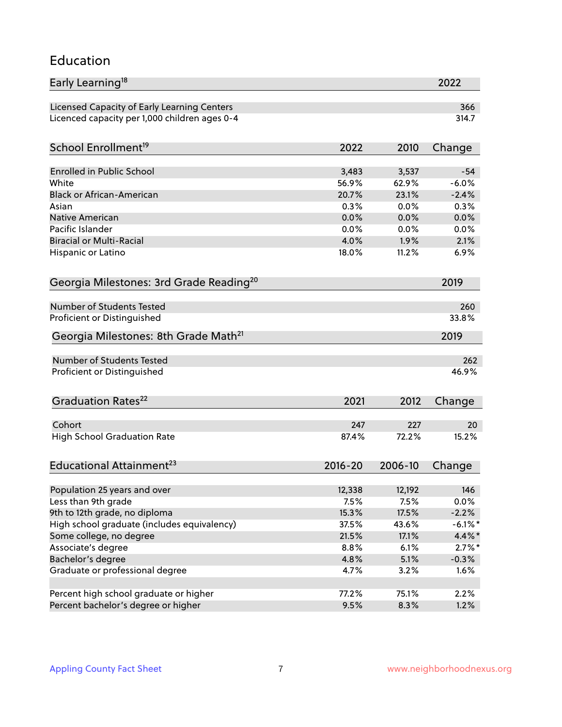## Education

| Early Learning[18] | 2022 |
| --- | --- |
| Licensed Capacity of Early Learning Centers | 366 |
| Licenced capacity per 1,000 children ages 0-4 | 314.7 |

| School Enrollment[19] | 2022 | 2010 | Change |
| --- | --- | --- | --- |
| Enrolled in Public School | 3,483 | 3,537 | -54 |
| White | 56.9% | 62.9% | -6.0% |
| Black or African-American | 20.7% | 23.1% | -2.4% |
| Asian | 0.3% | 0.0% | 0.3% |
| Native American | 0.0% | 0.0% | 0.0% |
| Pacific Islander | 0.0% | 0.0% | 0.0% |
| Biracial or Multi-Racial | 4.0% | 1.9% | 2.1% |
| Hispanic or Latino | 18.0% | 11.2% | 6.9% |

| Georgia Milestones: 3rd Grade Reading[20] | 2019 |
| --- | --- |
| Number of Students Tested | 260 |
| Proficient or Distinguished | 33.8% |

| Georgia Milestones: 8th Grade Math[21] | 2019 |
| --- | --- |
| Number of Students Tested | 262 |
| Proficient or Distinguished | 46.9% |

| Graduation Rates[22] | 2021 | 2012 | Change |
| --- | --- | --- | --- |
| Cohort | 247 | 227 | 20 |
| High School Graduation Rate | 87.4% | 72.2% | 15.2% |

| Educational Attainment[23] | 2016-20 | 2006-10 | Change |
| --- | --- | --- | --- |
| Population 25 years and over | 12,338 | 12,192 | 146 |
| Less than 9th grade | 7.5% | 7.5% | 0.0% |
| 9th to 12th grade, no diploma | 15.3% | 17.5% | -2.2% |
| High school graduate (includes equivalency) | 37.5% | 43.6% | -6.1%* |
| Some college, no degree | 21.5% | 17.1% | 4.4%* |
| Associate's degree | 8.8% | 6.1% | 2.7%* |
| Bachelor's degree | 4.8% | 5.1% | -0.3% |
| Graduate or professional degree | 4.7% | 3.2% | 1.6% |
| | | | |
| Percent high school graduate or higher | 77.2% | 75.1% | 2.2% |
| Percent bachelor's degree or higher | 9.5% | 8.3% | 1.2% |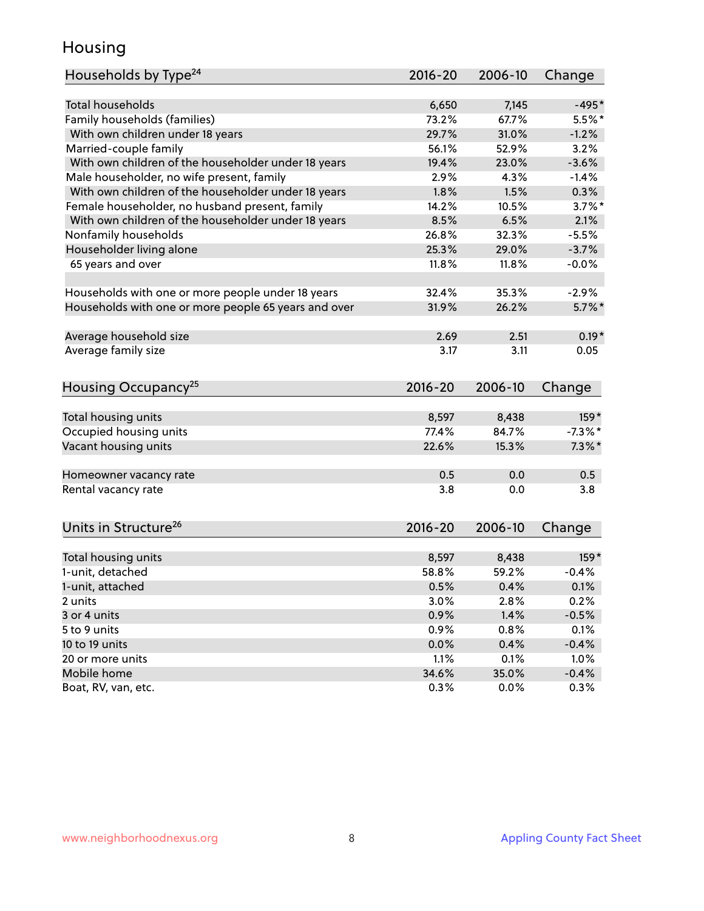## Housing

| Households by Type[24] | 2016-20 | 2006-10 | Change |
|---|---|---|---|
| Total households | 6,650 | 7,145 | -495* |
| Family households (families) | 73.2% | 67.7% | 5.5%* |
| With own children under 18 years | 29.7% | 31.0% | -1.2% |
| Married-couple family | 56.1% | 52.9% | 3.2% |
| With own children of the householder under 18 years | 19.4% | 23.0% | -3.6% |
| Male householder, no wife present, family | 2.9% | 4.3% | -1.4% |
| With own children of the householder under 18 years | 1.8% | 1.5% | 0.3% |
| Female householder, no husband present, family | 14.2% | 10.5% | 3.7%* |
| With own children of the householder under 18 years | 8.5% | 6.5% | 2.1% |
| Nonfamily households | 26.8% | 32.3% | -5.5% |
| Householder living alone | 25.3% | 29.0% | -3.7% |
| 65 years and over | 11.8% | 11.8% | -0.0% |
| | | | |
| Households with one or more people under 18 years | 32.4% | 35.3% | -2.9% |
| Households with one or more people 65 years and over | 31.9% | 26.2% | 5.7%* |
| | | | |
| Average household size | 2.69 | 2.51 | 0.19* |
| Average family size | 3.17 | 3.11 | 0.05 |

| Housing Occupancy[25] | 2016-20 | 2006-10 | Change |
|---|---|---|---|
| Total housing units | 8,597 | 8,438 | 159* |
| Occupied housing units | 77.4% | 84.7% | -7.3%* |
| Vacant housing units | 22.6% | 15.3% | 7.3%* |
| | | | |
| Homeowner vacancy rate | 0.5 | 0.0 | 0.5 |
| Rental vacancy rate | 3.8 | 0.0 | 3.8 |

| Units in Structure[26] | 2016-20 | 2006-10 | Change |
|---|---|---|---|
| Total housing units | 8,597 | 8,438 | 159* |
| 1-unit, detached | 58.8% | 59.2% | -0.4% |
| 1-unit, attached | 0.5% | 0.4% | 0.1% |
| 2 units | 3.0% | 2.8% | 0.2% |
| 3 or 4 units | 0.9% | 1.4% | -0.5% |
| 5 to 9 units | 0.9% | 0.8% | 0.1% |
| 10 to 19 units | 0.0% | 0.4% | -0.4% |
| 20 or more units | 1.1% | 0.1% | 1.0% |
| Mobile home | 34.6% | 35.0% | -0.4% |
| Boat, RV, van, etc. | 0.3% | 0.0% | 0.3% |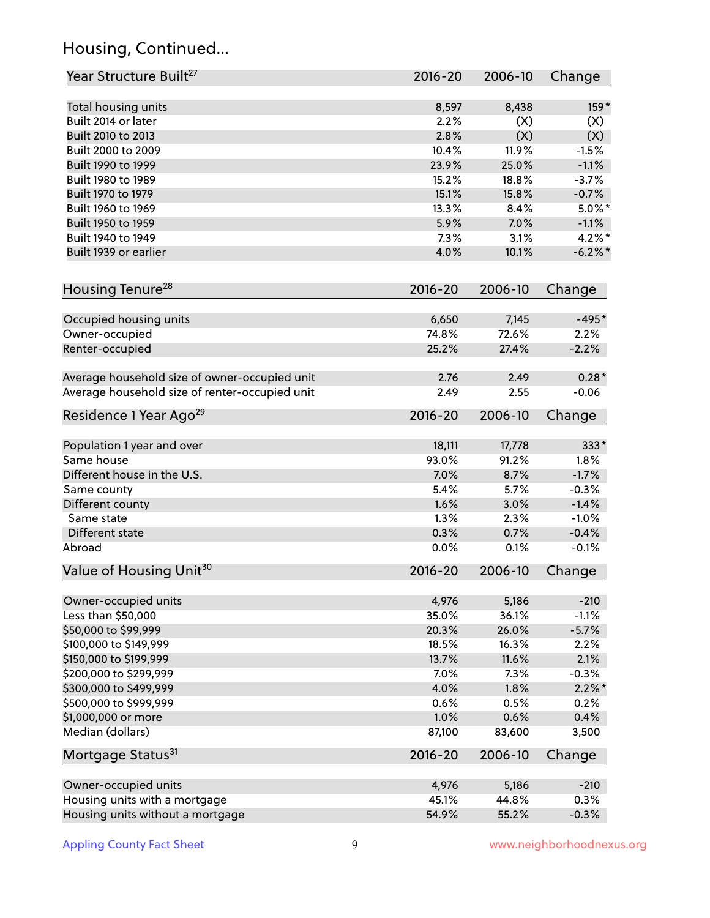## Housing, Continued...

| Year Structure Built[27] | 2016-20 | 2006-10 | Change |
|---|---|---|---|
| Total housing units | 8,597 | 8,438 | 159* |
| Built 2014 or later | 2.2% | (X) | (X) |
| Built 2010 to 2013 | 2.8% | (X) | (X) |
| Built 2000 to 2009 | 10.4% | 11.9% | -1.5% |
| Built 1990 to 1999 | 23.9% | 25.0% | -1.1% |
| Built 1980 to 1989 | 15.2% | 18.8% | -3.7% |
| Built 1970 to 1979 | 15.1% | 15.8% | -0.7% |
| Built 1960 to 1969 | 13.3% | 8.4% | 5.0%* |
| Built 1950 to 1959 | 5.9% | 7.0% | -1.1% |
| Built 1940 to 1949 | 7.3% | 3.1% | 4.2%* |
| Built 1939 or earlier | 4.0% | 10.1% | -6.2%* |

| Housing Tenure[28] | 2016-20 | 2006-10 | Change |
|---|---|---|---|
| Occupied housing units | 6,650 | 7,145 | -495* |
| Owner-occupied | 74.8% | 72.6% | 2.2% |
| Renter-occupied | 25.2% | 27.4% | -2.2% |
| Average household size of owner-occupied unit | 2.76 | 2.49 | 0.28* |
| Average household size of renter-occupied unit | 2.49 | 2.55 | -0.06 |

| Residence 1 Year Ago[29] | 2016-20 | 2006-10 | Change |
|---|---|---|---|
| Population 1 year and over | 18,111 | 17,778 | 333* |
| Same house | 93.0% | 91.2% | 1.8% |
| Different house in the U.S. | 7.0% | 8.7% | -1.7% |
| Same county | 5.4% | 5.7% | -0.3% |
| Different county | 1.6% | 3.0% | -1.4% |
| Same state | 1.3% | 2.3% | -1.0% |
| Different state | 0.3% | 0.7% | -0.4% |
| Abroad | 0.0% | 0.1% | -0.1% |

| Value of Housing Unit[30] | 2016-20 | 2006-10 | Change |
|---|---|---|---|
| Owner-occupied units | 4,976 | 5,186 | -210 |
| Less than $50,000 | 35.0% | 36.1% | -1.1% |
| $50,000 to $99,999 | 20.3% | 26.0% | -5.7% |
| $100,000 to $149,999 | 18.5% | 16.3% | 2.2% |
| $150,000 to $199,999 | 13.7% | 11.6% | 2.1% |
| $200,000 to $299,999 | 7.0% | 7.3% | -0.3% |
| $300,000 to $499,999 | 4.0% | 1.8% | 2.2%* |
| $500,000 to $999,999 | 0.6% | 0.5% | 0.2% |
| $1,000,000 or more | 1.0% | 0.6% | 0.4% |
| Median (dollars) | 87,100 | 83,600 | 3,500 |

| Mortgage Status[31] | 2016-20 | 2006-10 | Change |
|---|---|---|---|
| Owner-occupied units | 4,976 | 5,186 | -210 |
| Housing units with a mortgage | 45.1% | 44.8% | 0.3% |
| Housing units without a mortgage | 54.9% | 55.2% | -0.3% |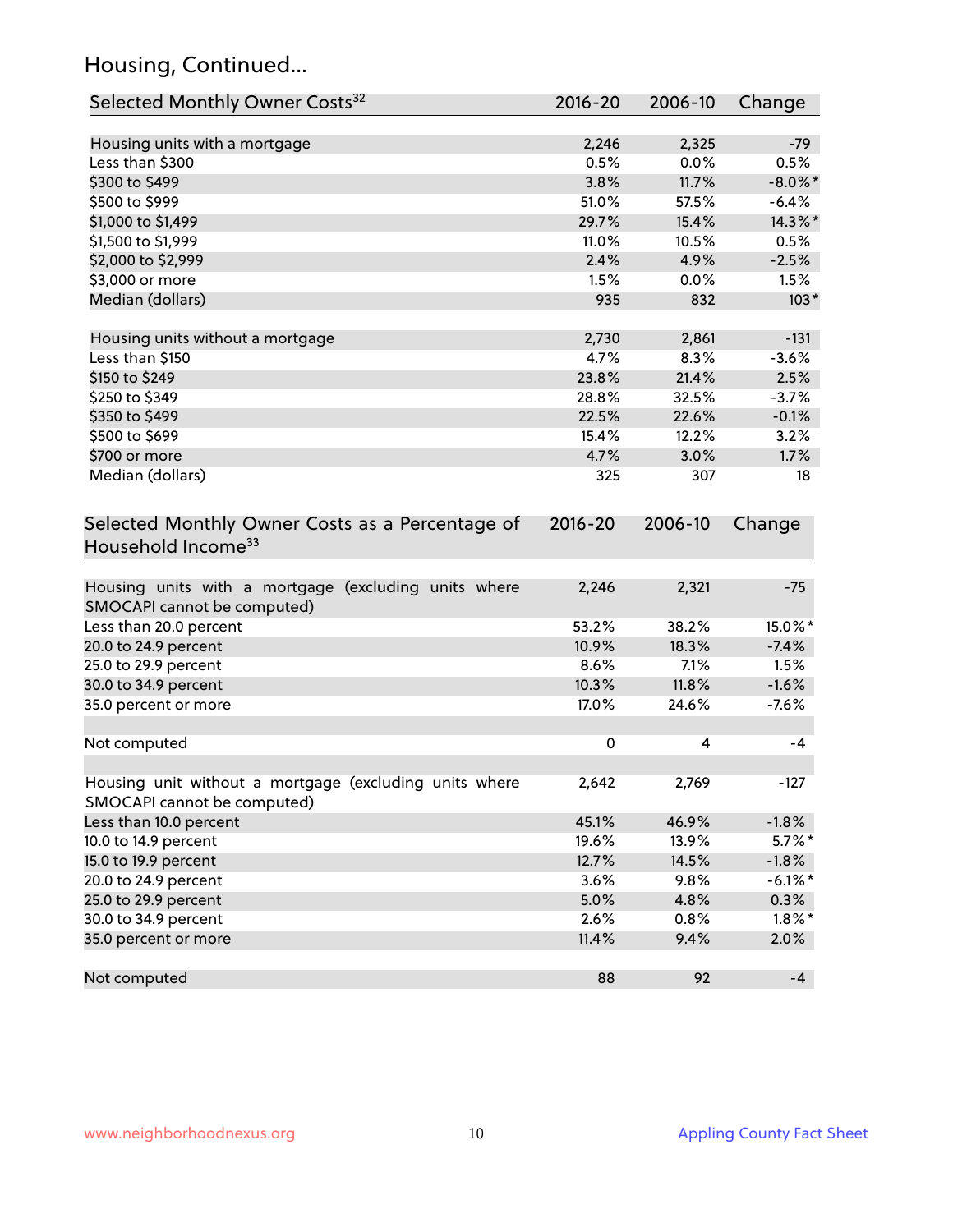## Housing, Continued...

| Selected Monthly Owner Costs[32] | 2016-20 | 2006-10 | Change |
|---|---|---|---|
| Housing units with a mortgage | 2,246 | 2,325 | -79 |
| Less than $300 | 0.5% | 0.0% | 0.5% |
| $300 to $499 | 3.8% | 11.7% | -8.0%* |
| $500 to $999 | 51.0% | 57.5% | -6.4% |
| $1,000 to $1,499 | 29.7% | 15.4% | 14.3%* |
| $1,500 to $1,999 | 11.0% | 10.5% | 0.5% |
| $2,000 to $2,999 | 2.4% | 4.9% | -2.5% |
| $3,000 or more | 1.5% | 0.0% | 1.5% |
| Median (dollars) | 935 | 832 | 103* |
| | | | |
| Housing units without a mortgage | 2,730 | 2,861 | -131 |
| Less than $150 | 4.7% | 8.3% | -3.6% |
| $150 to $249 | 23.8% | 21.4% | 2.5% |
| $250 to $349 | 28.8% | 32.5% | -3.7% |
| $350 to $499 | 22.5% | 22.6% | -0.1% |
| $500 to $699 | 15.4% | 12.2% | 3.2% |
| $700 or more | 4.7% | 3.0% | 1.7% |
| Median (dollars) | 325 | 307 | 18 |

| Selected Monthly Owner Costs as a Percentage of Household Income[33] | 2016-20 | 2006-10 | Change |
|---|---|---|---|
| Housing units with a mortgage (excluding units where SMOCAPI cannot be computed) | 2,246 | 2,321 | -75 |
| Less than 20.0 percent | 53.2% | 38.2% | 15.0%* |
| 20.0 to 24.9 percent | 10.9% | 18.3% | -7.4% |
| 25.0 to 29.9 percent | 8.6% | 7.1% | 1.5% |
| 30.0 to 34.9 percent | 10.3% | 11.8% | -1.6% |
| 35.0 percent or more | 17.0% | 24.6% | -7.6% |
| | | | |
| Not computed | 0 | 4 | -4 |
| | | | |
| Housing unit without a mortgage (excluding units where SMOCAPI cannot be computed) | 2,642 | 2,769 | -127 |
| Less than 10.0 percent | 45.1% | 46.9% | -1.8% |
| 10.0 to 14.9 percent | 19.6% | 13.9% | 5.7%* |
| 15.0 to 19.9 percent | 12.7% | 14.5% | -1.8% |
| 20.0 to 24.9 percent | 3.6% | 9.8% | -6.1%* |
| 25.0 to 29.9 percent | 5.0% | 4.8% | 0.3% |
| 30.0 to 34.9 percent | 2.6% | 0.8% | 1.8%* |
| 35.0 percent or more | 11.4% | 9.4% | 2.0% |
| | | | |
| Not computed | 88 | 92 | -4 |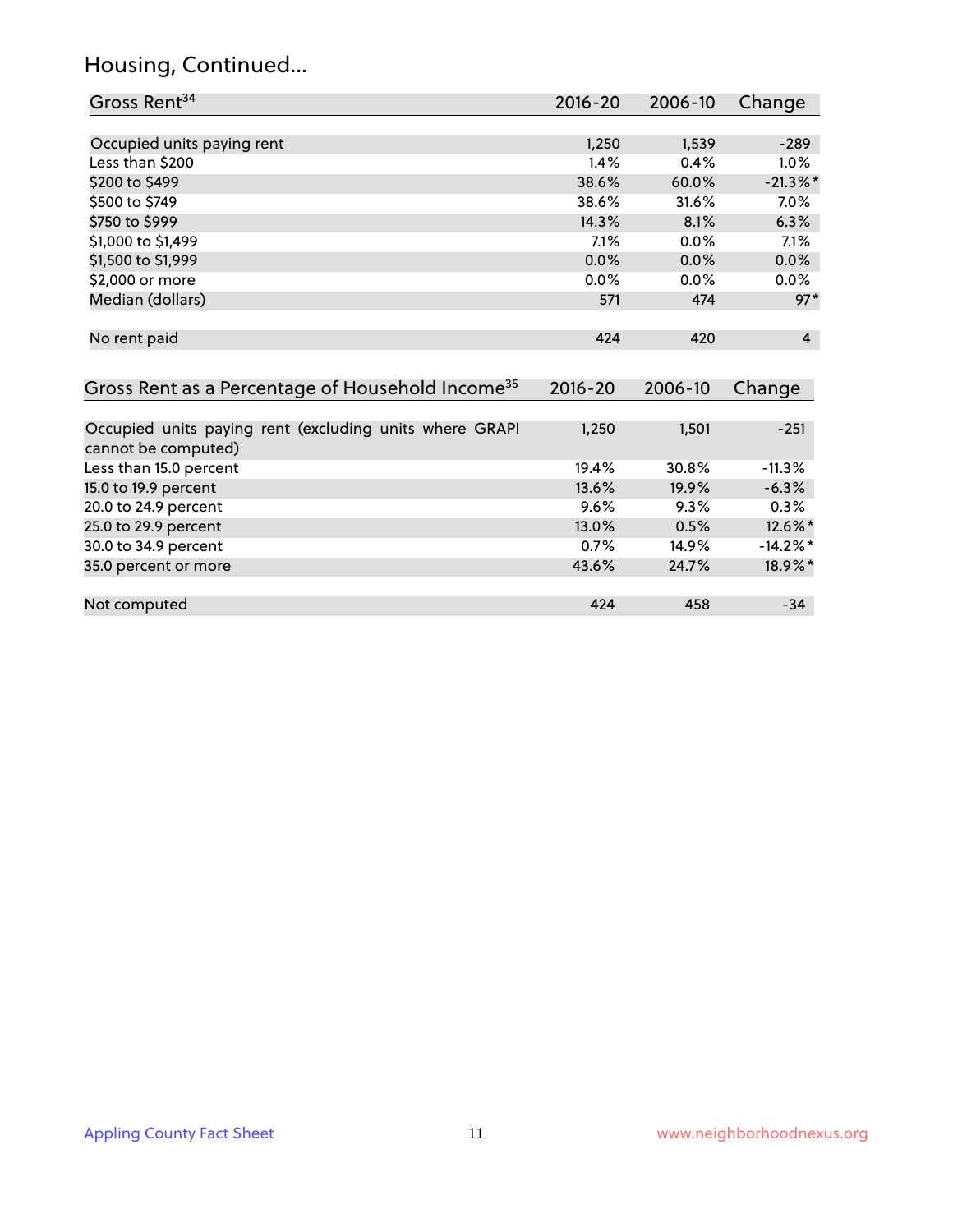## Housing, Continued...

| Gross Rent[34] | 2016-20 | 2006-10 | Change |
|---|---|---|---|
| Occupied units paying rent | 1,250 | 1,539 | -289 |
| Less than $200 | 1.4% | 0.4% | 1.0% |
| $200 to $499 | 38.6% | 60.0% | -21.3%* |
| $500 to $749 | 38.6% | 31.6% | 7.0% |
| $750 to $999 | 14.3% | 8.1% | 6.3% |
| $1,000 to $1,499 | 7.1% | 0.0% | 7.1% |
| $1,500 to $1,999 | 0.0% | 0.0% | 0.0% |
| $2,000 or more | 0.0% | 0.0% | 0.0% |
| Median (dollars) | 571 | 474 | 97* |
| No rent paid | 424 | 420 | 4 |

| Gross Rent as a Percentage of Household Income[35] | 2016-20 | 2006-10 | Change |
|---|---|---|---|
| Occupied units paying rent (excluding units where GRAPI cannot be computed) | 1,250 | 1,501 | -251 |
| Less than 15.0 percent | 19.4% | 30.8% | -11.3% |
| 15.0 to 19.9 percent | 13.6% | 19.9% | -6.3% |
| 20.0 to 24.9 percent | 9.6% | 9.3% | 0.3% |
| 25.0 to 29.9 percent | 13.0% | 0.5% | 12.6%* |
| 30.0 to 34.9 percent | 0.7% | 14.9% | -14.2%* |
| 35.0 percent or more | 43.6% | 24.7% | 18.9%* |
| Not computed | 424 | 458 | -34 |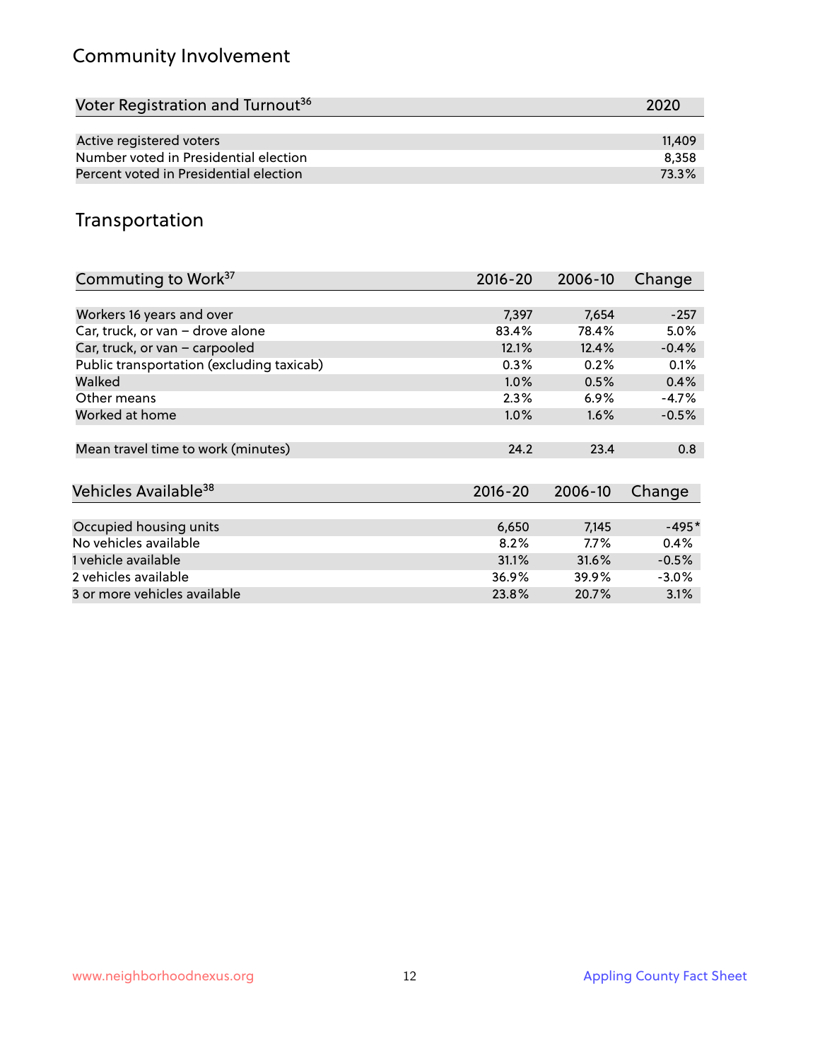## Community Involvement

| Voter Registration and Turnout[36] | 2020 |
|---|---|
| Active registered voters | 11,409 |
| Number voted in Presidential election | 8,358 |
| Percent voted in Presidential election | 73.3% |

## Transportation

| Commuting to Work[37] | 2016-20 | 2006-10 | Change |
|---|---|---|---|
| Workers 16 years and over | 7,397 | 7,654 | -257 |
| Car, truck, or van – drove alone | 83.4% | 78.4% | 5.0% |
| Car, truck, or van – carpooled | 12.1% | 12.4% | -0.4% |
| Public transportation (excluding taxicab) | 0.3% | 0.2% | 0.1% |
| Walked | 1.0% | 0.5% | 0.4% |
| Other means | 2.3% | 6.9% | -4.7% |
| Worked at home | 1.0% | 1.6% | -0.5% |
| Mean travel time to work (minutes) | 24.2 | 23.4 | 0.8 |

| Vehicles Available[38] | 2016-20 | 2006-10 | Change |
|---|---|---|---|
| Occupied housing units | 6,650 | 7,145 | -495* |
| No vehicles available | 8.2% | 7.7% | 0.4% |
| 1 vehicle available | 31.1% | 31.6% | -0.5% |
| 2 vehicles available | 36.9% | 39.9% | -3.0% |
| 3 or more vehicles available | 23.8% | 20.7% | 3.1% |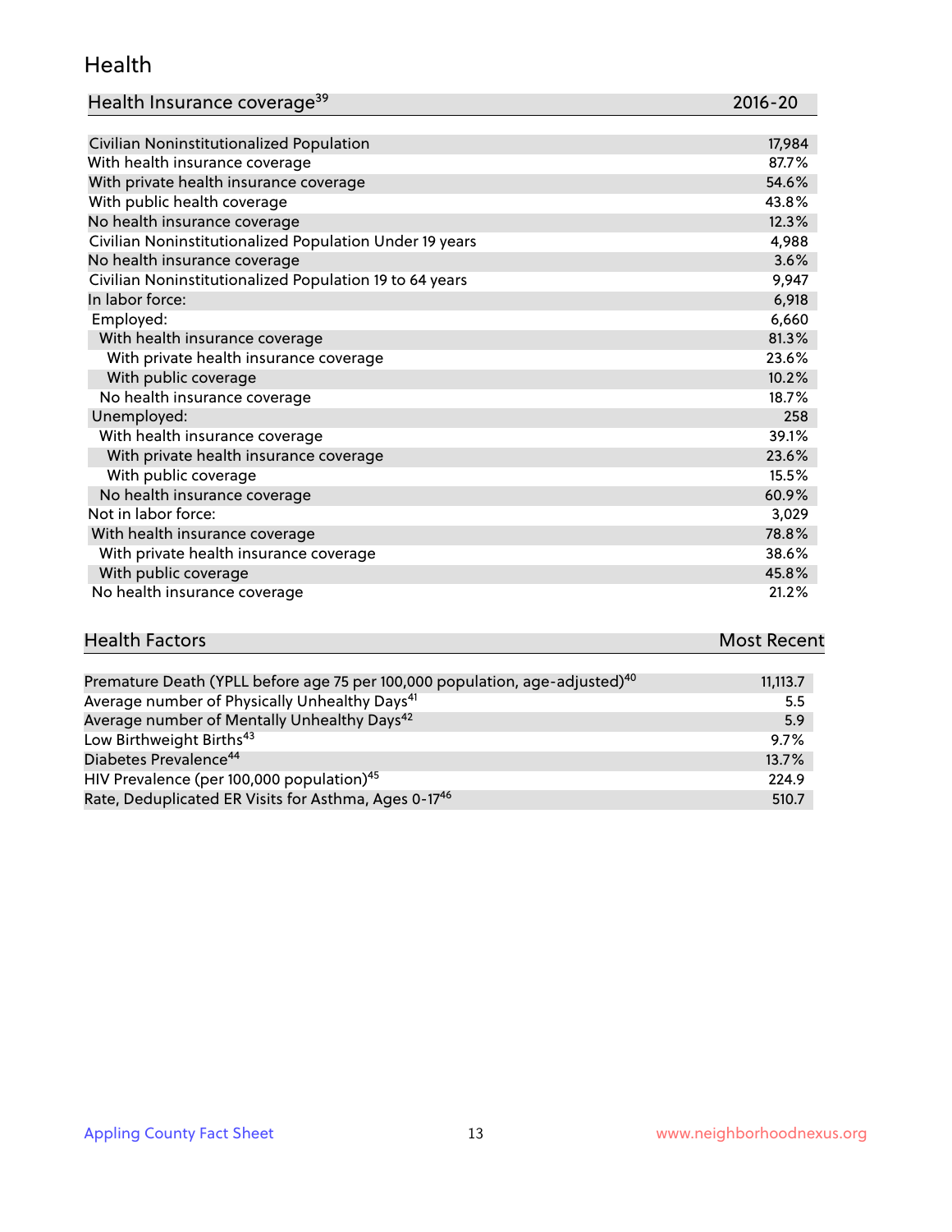# Health

| Health Insurance coverage[39] | 2016-20 |
| --- | --- |
| Civilian Noninstitutionalized Population | 17,984 |
| With health insurance coverage | 87.7% |
| With private health insurance coverage | 54.6% |
| With public health coverage | 43.8% |
| No health insurance coverage | 12.3% |
| Civilian Noninstitutionalized Population Under 19 years | 4,988 |
| No health insurance coverage | 3.6% |
| Civilian Noninstitutionalized Population 19 to 64 years | 9,947 |
| In labor force: | 6,918 |
| Employed: | 6,660 |
| With health insurance coverage | 81.3% |
| With private health insurance coverage | 23.6% |
| With public coverage | 10.2% |
| No health insurance coverage | 18.7% |
| Unemployed: | 258 |
| With health insurance coverage | 39.1% |
| With private health insurance coverage | 23.6% |
| With public coverage | 15.5% |
| No health insurance coverage | 60.9% |
| Not in labor force: | 3,029 |
| With health insurance coverage | 78.8% |
| With private health insurance coverage | 38.6% |
| With public coverage | 45.8% |
| No health insurance coverage | 21.2% |

| Health Factors | Most Recent |
| --- | --- |
| Premature Death (YPLL before age 75 per 100,000 population, age-adjusted)[40] | 11,113.7 |
| Average number of Physically Unhealthy Days[41] | 5.5 |
| Average number of Mentally Unhealthy Days[42] | 5.9 |
| Low Birthweight Births[43] | 9.7% |
| Diabetes Prevalence[44] | 13.7% |
| HIV Prevalence (per 100,000 population)[45] | 224.9 |
| Rate, Deduplicated ER Visits for Asthma, Ages 0-17[46] | 510.7 |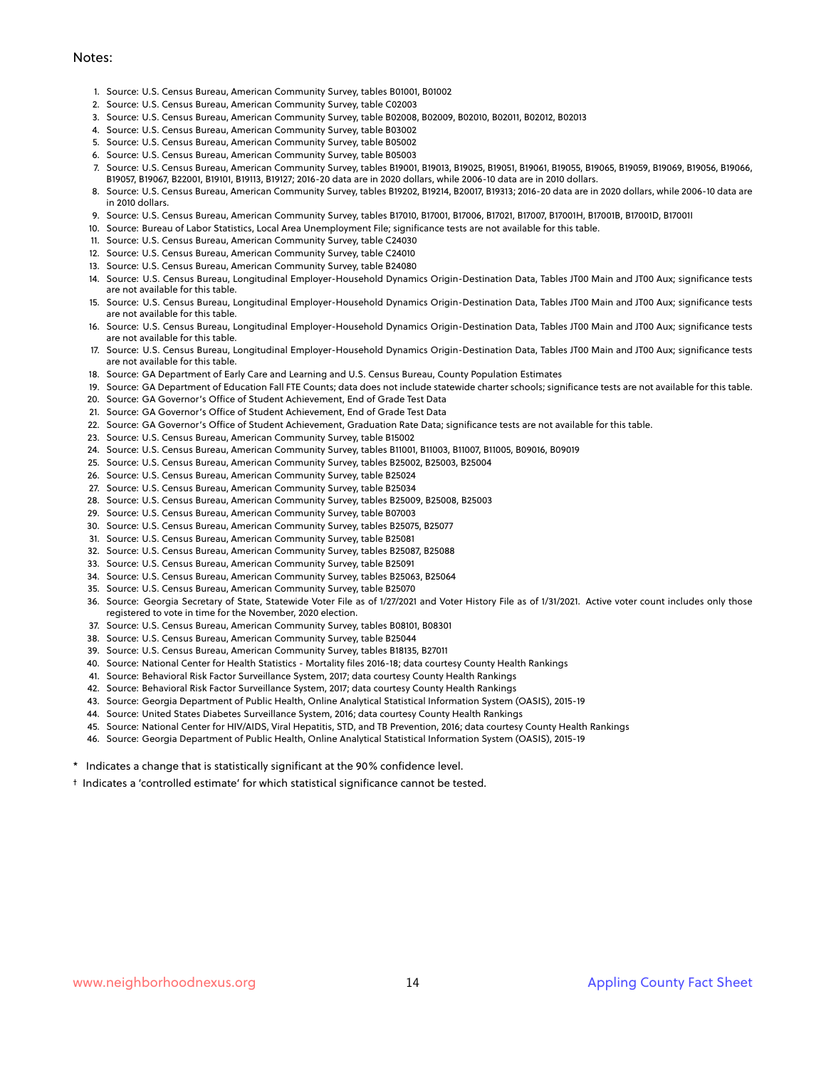Notes:

1. Source: U.S. Census Bureau, American Community Survey, tables B01001, B01002
2. Source: U.S. Census Bureau, American Community Survey, table C02003
3. Source: U.S. Census Bureau, American Community Survey, table B02008, B02009, B02010, B02011, B02012, B02013
4. Source: U.S. Census Bureau, American Community Survey, table B03002
5. Source: U.S. Census Bureau, American Community Survey, table B05002
6. Source: U.S. Census Bureau, American Community Survey, table B05003
7. Source: U.S. Census Bureau, American Community Survey, tables B19001, B19013, B19025, B19051, B19061, B19055, B19065, B19059, B19069, B19056, B19066, B19057, B19067, B22001, B19101, B19113, B19127; 2016-20 data are in 2020 dollars, while 2006-10 data are in 2010 dollars.
8. Source: U.S. Census Bureau, American Community Survey, tables B19202, B19214, B20017, B19313; 2016-20 data are in 2020 dollars, while 2006-10 data are in 2010 dollars.
9. Source: U.S. Census Bureau, American Community Survey, tables B17010, B17001, B17006, B17021, B17007, B17001H, B17001B, B17001D, B17001I
10. Source: Bureau of Labor Statistics, Local Area Unemployment File; significance tests are not available for this table.
11. Source: U.S. Census Bureau, American Community Survey, table C24030
12. Source: U.S. Census Bureau, American Community Survey, table C24010
13. Source: U.S. Census Bureau, American Community Survey, table B24080
14. Source: U.S. Census Bureau, Longitudinal Employer-Household Dynamics Origin-Destination Data, Tables JT00 Main and JT00 Aux; significance tests are not available for this table.
15. Source: U.S. Census Bureau, Longitudinal Employer-Household Dynamics Origin-Destination Data, Tables JT00 Main and JT00 Aux; significance tests are not available for this table.
16. Source: U.S. Census Bureau, Longitudinal Employer-Household Dynamics Origin-Destination Data, Tables JT00 Main and JT00 Aux; significance tests are not available for this table.
17. Source: U.S. Census Bureau, Longitudinal Employer-Household Dynamics Origin-Destination Data, Tables JT00 Main and JT00 Aux; significance tests are not available for this table.
18. Source: GA Department of Early Care and Learning and U.S. Census Bureau, County Population Estimates
19. Source: GA Department of Education Fall FTE Counts; data does not include statewide charter schools; significance tests are not available for this table.
20. Source: GA Governor's Office of Student Achievement, End of Grade Test Data
21. Source: GA Governor's Office of Student Achievement, End of Grade Test Data
22. Source: GA Governor's Office of Student Achievement, Graduation Rate Data; significance tests are not available for this table.
23. Source: U.S. Census Bureau, American Community Survey, table B15002
24. Source: U.S. Census Bureau, American Community Survey, tables B11001, B11003, B11007, B11005, B09016, B09019
25. Source: U.S. Census Bureau, American Community Survey, tables B25002, B25003, B25004
26. Source: U.S. Census Bureau, American Community Survey, table B25024
27. Source: U.S. Census Bureau, American Community Survey, table B25034
28. Source: U.S. Census Bureau, American Community Survey, tables B25009, B25008, B25003
29. Source: U.S. Census Bureau, American Community Survey, table B07003
30. Source: U.S. Census Bureau, American Community Survey, tables B25075, B25077
31. Source: U.S. Census Bureau, American Community Survey, table B25081
32. Source: U.S. Census Bureau, American Community Survey, tables B25087, B25088
33. Source: U.S. Census Bureau, American Community Survey, table B25091
34. Source: U.S. Census Bureau, American Community Survey, tables B25063, B25064
35. Source: U.S. Census Bureau, American Community Survey, table B25070
36. Source: Georgia Secretary of State, Statewide Voter File as of 1/27/2021 and Voter History File as of 1/31/2021. Active voter count includes only those registered to vote in time for the November, 2020 election.
37. Source: U.S. Census Bureau, American Community Survey, tables B08101, B08301
38. Source: U.S. Census Bureau, American Community Survey, table B25044
39. Source: U.S. Census Bureau, American Community Survey, tables B18135, B27011
40. Source: National Center for Health Statistics - Mortality files 2016-18; data courtesy County Health Rankings
41. Source: Behavioral Risk Factor Surveillance System, 2017; data courtesy County Health Rankings
42. Source: Behavioral Risk Factor Surveillance System, 2017; data courtesy County Health Rankings
43. Source: Georgia Department of Public Health, Online Analytical Statistical Information System (OASIS), 2015-19
44. Source: United States Diabetes Surveillance System, 2016; data courtesy County Health Rankings
45. Source: National Center for HIV/AIDS, Viral Hepatitis, STD, and TB Prevention, 2016; data courtesy County Health Rankings
46. Source: Georgia Department of Public Health, Online Analytical Statistical Information System (OASIS), 2015-19

\* Indicates a change that is statistically significant at the 90% confidence level.

† Indicates a 'controlled estimate' for which statistical significance cannot be tested.